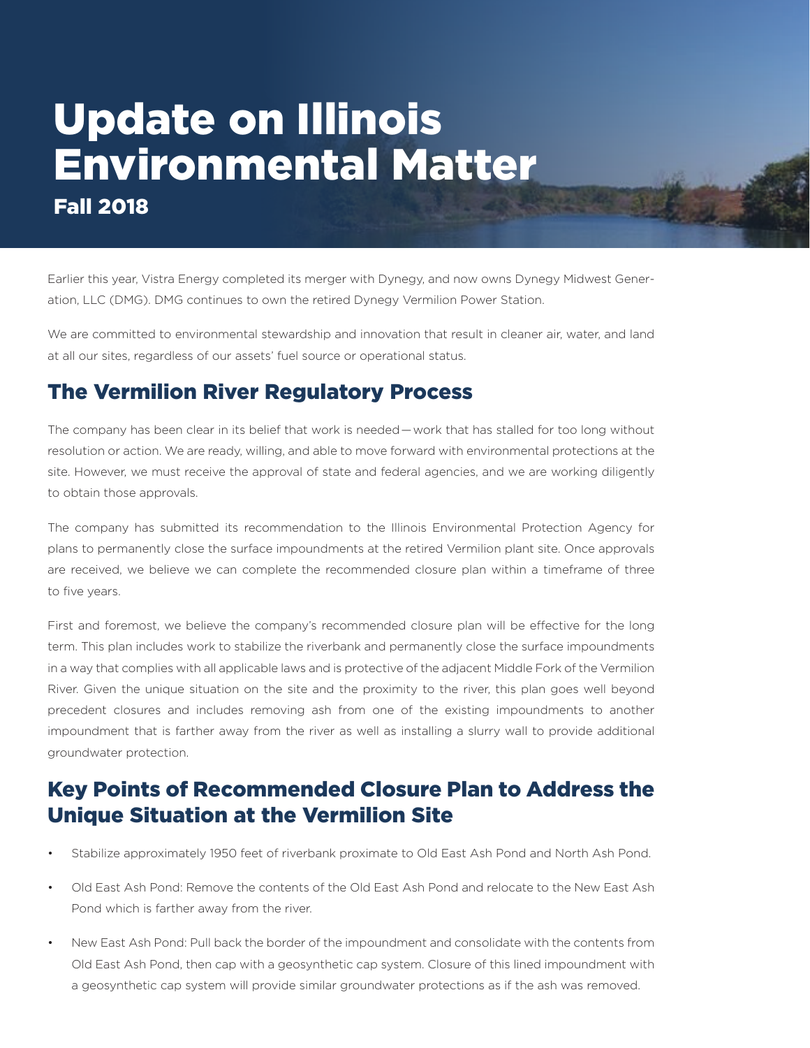# Update on Illinois Environmental Matter

## Fall 2018

Earlier this year, Vistra Energy completed its merger with Dynegy, and now owns Dynegy Midwest Generation, LLC (DMG). DMG continues to own the retired Dynegy Vermilion Power Station.

We are committed to environmental stewardship and innovation that result in cleaner air, water, and land at all our sites, regardless of our assets' fuel source or operational status.

## The Vermilion River Regulatory Process

The company has been clear in its belief that work is needed—work that has stalled for too long without resolution or action. We are ready, willing, and able to move forward with environmental protections at the site. However, we must receive the approval of state and federal agencies, and we are working diligently to obtain those approvals.

The company has submitted its recommendation to the Illinois Environmental Protection Agency for plans to permanently close the surface impoundments at the retired Vermilion plant site. Once approvals are received, we believe we can complete the recommended closure plan within a timeframe of three to five years.

First and foremost, we believe the company's recommended closure plan will be effective for the long term. This plan includes work to stabilize the riverbank and permanently close the surface impoundments in a way that complies with all applicable laws and is protective of the adjacent Middle Fork of the Vermilion River. Given the unique situation on the site and the proximity to the river, this plan goes well beyond precedent closures and includes removing ash from one of the existing impoundments to another impoundment that is farther away from the river as well as installing a slurry wall to provide additional groundwater protection.

## Key Points of Recommended Closure Plan to Address the Unique Situation at the Vermilion Site

- Stabilize approximately 1950 feet of riverbank proximate to Old East Ash Pond and North Ash Pond.
- Old East Ash Pond: Remove the contents of the Old East Ash Pond and relocate to the New East Ash Pond which is farther away from the river.
- New East Ash Pond: Pull back the border of the impoundment and consolidate with the contents from Old East Ash Pond, then cap with a geosynthetic cap system. Closure of this lined impoundment with a geosynthetic cap system will provide similar groundwater protections as if the ash was removed.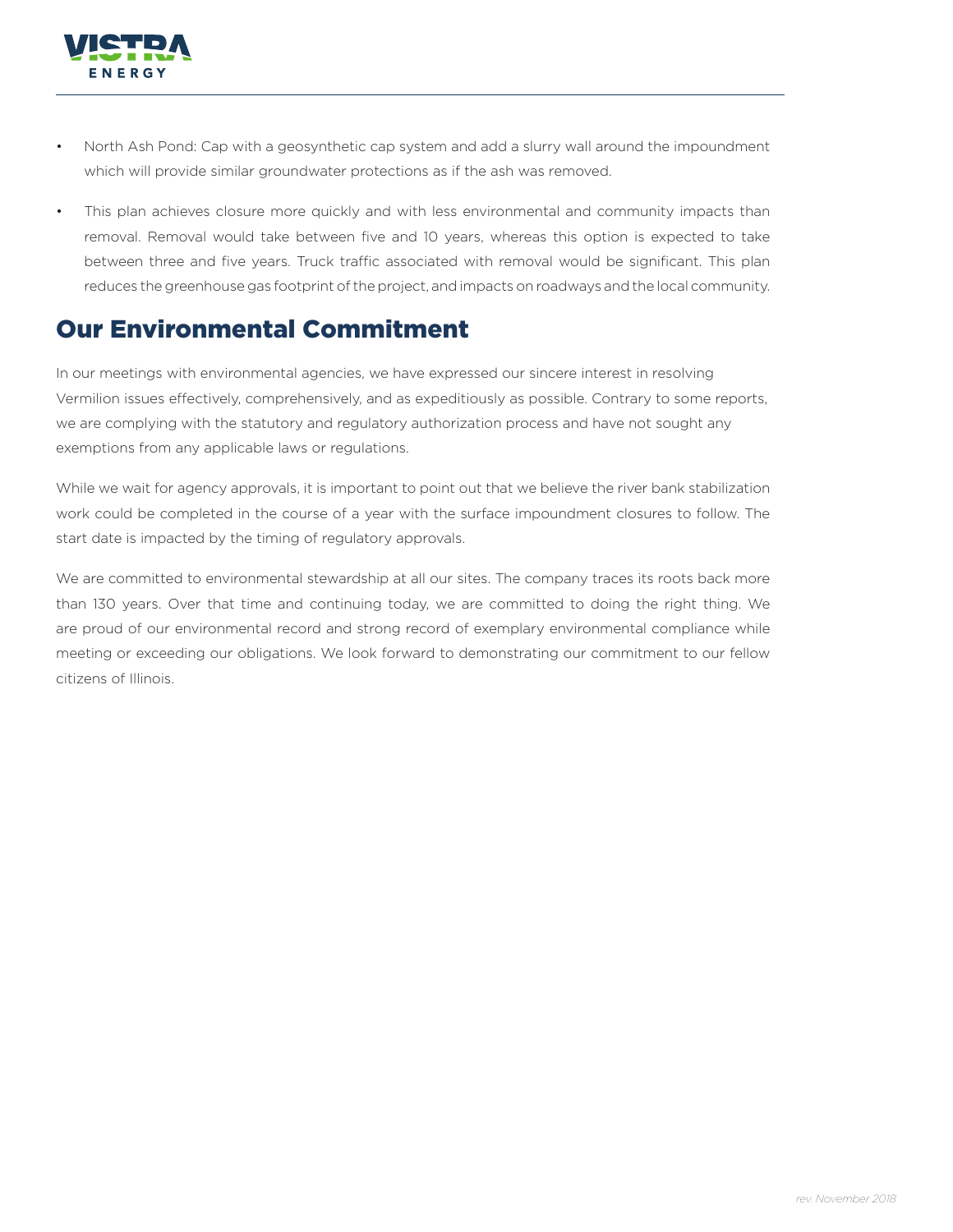- North Ash Pond: Cap with a geosynthetic cap system and add a slurry wall around the impoundment which will provide similar groundwater protections as if the ash was removed.
- This plan achieves closure more quickly and with less environmental and community impacts than removal. Removal would take between five and 10 years, whereas this option is expected to take between three and five years. Truck traffic associated with removal would be significant. This plan reduces the greenhouse gas footprint of the project, and impacts on roadways and the local community.

## Our Environmental Commitment

In our meetings with environmental agencies, we have expressed our sincere interest in resolving Vermilion issues effectively, comprehensively, and as expeditiously as possible. Contrary to some reports, we are complying with the statutory and regulatory authorization process and have not sought any exemptions from any applicable laws or regulations.

While we wait for agency approvals, it is important to point out that we believe the river bank stabilization work could be completed in the course of a year with the surface impoundment closures to follow. The start date is impacted by the timing of regulatory approvals.

We are committed to environmental stewardship at all our sites. The company traces its roots back more than 130 years. Over that time and continuing today, we are committed to doing the right thing. We are proud of our environmental record and strong record of exemplary environmental compliance while meeting or exceeding our obligations. We look forward to demonstrating our commitment to our fellow citizens of Illinois.